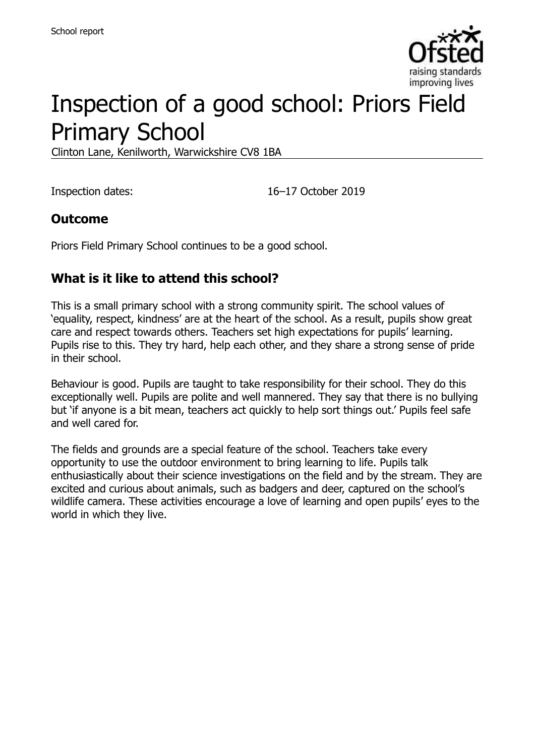# Inspection of a good school: Priors Field Primary School

Clinton Lane, Kenilworth, Warwickshire CV8 1BA

Inspection dates: 16–17 October 2019

## Outcome

Priors Field Primary School continues to be a good school.

## What is it like to attend this school?

This is a small primary school with a strong community spirit. The school values of 'equality, respect, kindness' are at the heart of the school. As a result, pupils show great care and respect towards others. Teachers set high expectations for pupils' learning. Pupils rise to this. They try hard, help each other, and they share a strong sense of pride in their school.

Behaviour is good. Pupils are taught to take responsibility for their school. They do this exceptionally well. Pupils are polite and well mannered. They say that there is no bullying but 'if anyone is a bit mean, teachers act quickly to help sort things out.' Pupils feel safe and well cared for.

The fields and grounds are a special feature of the school. Teachers take every opportunity to use the outdoor environment to bring learning to life. Pupils talk enthusiastically about their science investigations on the field and by the stream. They are excited and curious about animals, such as badgers and deer, captured on the school's wildlife camera. These activities encourage a love of learning and open pupils' eyes to the world in which they live.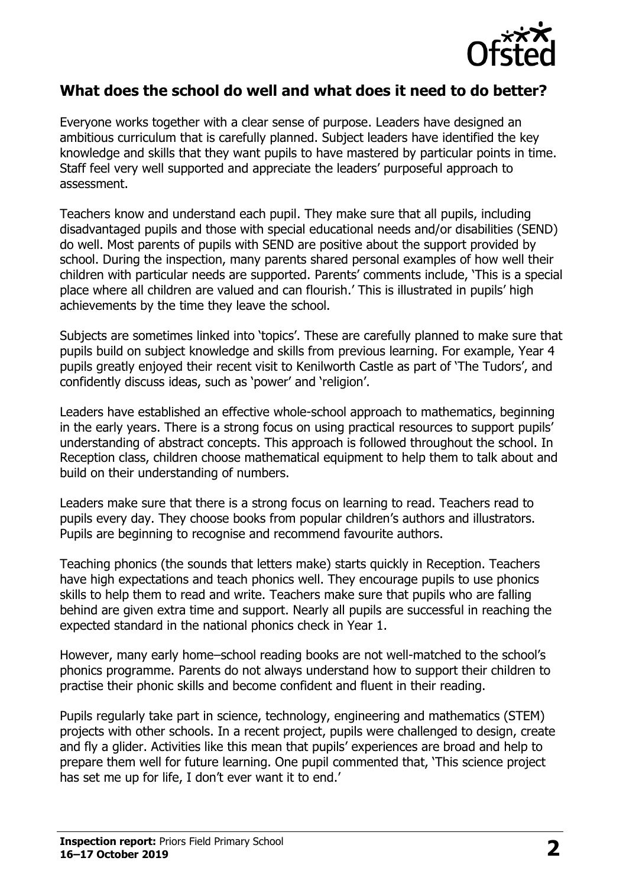## What does the school do well and what does it need to do better?

Everyone works together with a clear sense of purpose. Leaders have designed an ambitious curriculum that is carefully planned. Subject leaders have identified the key knowledge and skills that they want pupils to have mastered by particular points in time. Staff feel very well supported and appreciate the leaders' purposeful approach to assessment.

Teachers know and understand each pupil. They make sure that all pupils, including disadvantaged pupils and those with special educational needs and/or disabilities (SEND) do well. Most parents of pupils with SEND are positive about the support provided by school. During the inspection, many parents shared personal examples of how well their children with particular needs are supported. Parents' comments include, 'This is a special place where all children are valued and can flourish.' This is illustrated in pupils' high achievements by the time they leave the school.

Subjects are sometimes linked into 'topics'. These are carefully planned to make sure that pupils build on subject knowledge and skills from previous learning. For example, Year 4 pupils greatly enjoyed their recent visit to Kenilworth Castle as part of 'The Tudors', and confidently discuss ideas, such as 'power' and 'religion'.

Leaders have established an effective whole-school approach to mathematics, beginning in the early years. There is a strong focus on using practical resources to support pupils' understanding of abstract concepts. This approach is followed throughout the school. In Reception class, children choose mathematical equipment to help them to talk about and build on their understanding of numbers.

Leaders make sure that there is a strong focus on learning to read. Teachers read to pupils every day. They choose books from popular children's authors and illustrators. Pupils are beginning to recognise and recommend favourite authors.

Teaching phonics (the sounds that letters make) starts quickly in Reception. Teachers have high expectations and teach phonics well. They encourage pupils to use phonics skills to help them to read and write. Teachers make sure that pupils who are falling behind are given extra time and support. Nearly all pupils are successful in reaching the expected standard in the national phonics check in Year 1.

However, many early home–school reading books are not well-matched to the school's phonics programme. Parents do not always understand how to support their children to practise their phonic skills and become confident and fluent in their reading.

Pupils regularly take part in science, technology, engineering and mathematics (STEM) projects with other schools. In a recent project, pupils were challenged to design, create and fly a glider. Activities like this mean that pupils' experiences are broad and help to prepare them well for future learning. One pupil commented that, 'This science project has set me up for life, I don't ever want it to end.'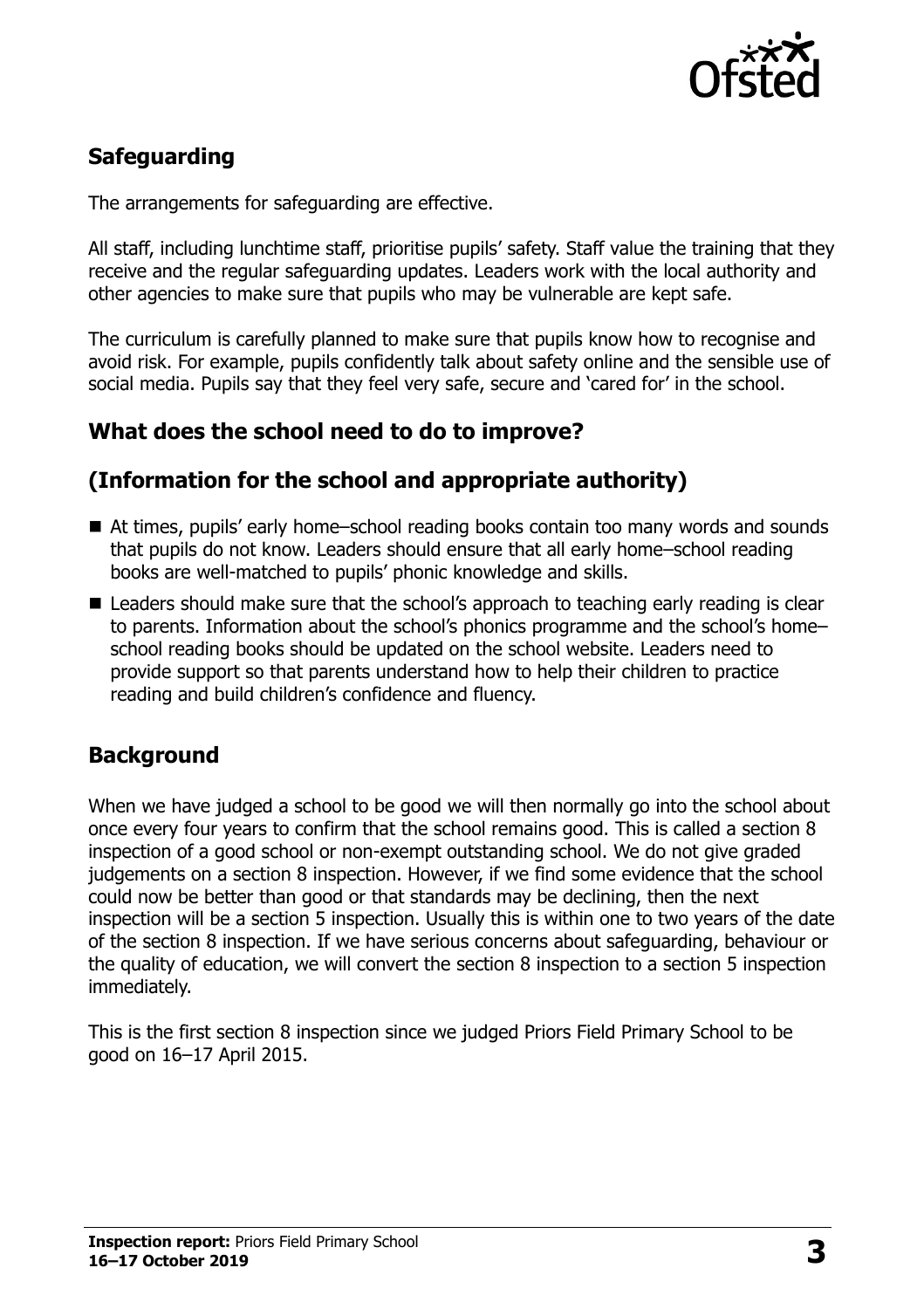## Safeguarding

The arrangements for safeguarding are effective.

All staff, including lunchtime staff, prioritise pupils' safety. Staff value the training that they receive and the regular safeguarding updates. Leaders work with the local authority and other agencies to make sure that pupils who may be vulnerable are kept safe.

The curriculum is carefully planned to make sure that pupils know how to recognise and avoid risk. For example, pupils confidently talk about safety online and the sensible use of social media. Pupils say that they feel very safe, secure and 'cared for' in the school.

## What does the school need to do to improve?

## (Information for the school and appropriate authority)

- At times, pupils' early home–school reading books contain too many words and sounds that pupils do not know. Leaders should ensure that all early home–school reading books are well-matched to pupils' phonic knowledge and skills.
- Leaders should make sure that the school's approach to teaching early reading is clear to parents. Information about the school's phonics programme and the school's home–school reading books should be updated on the school website. Leaders need to provide support so that parents understand how to help their children to practice reading and build children's confidence and fluency.

## Background

When we have judged a school to be good we will then normally go into the school about once every four years to confirm that the school remains good. This is called a section 8 inspection of a good school or non-exempt outstanding school. We do not give graded judgements on a section 8 inspection. However, if we find some evidence that the school could now be better than good or that standards may be declining, then the next inspection will be a section 5 inspection. Usually this is within one to two years of the date of the section 8 inspection. If we have serious concerns about safeguarding, behaviour or the quality of education, we will convert the section 8 inspection to a section 5 inspection immediately.

This is the first section 8 inspection since we judged Priors Field Primary School to be good on 16–17 April 2015.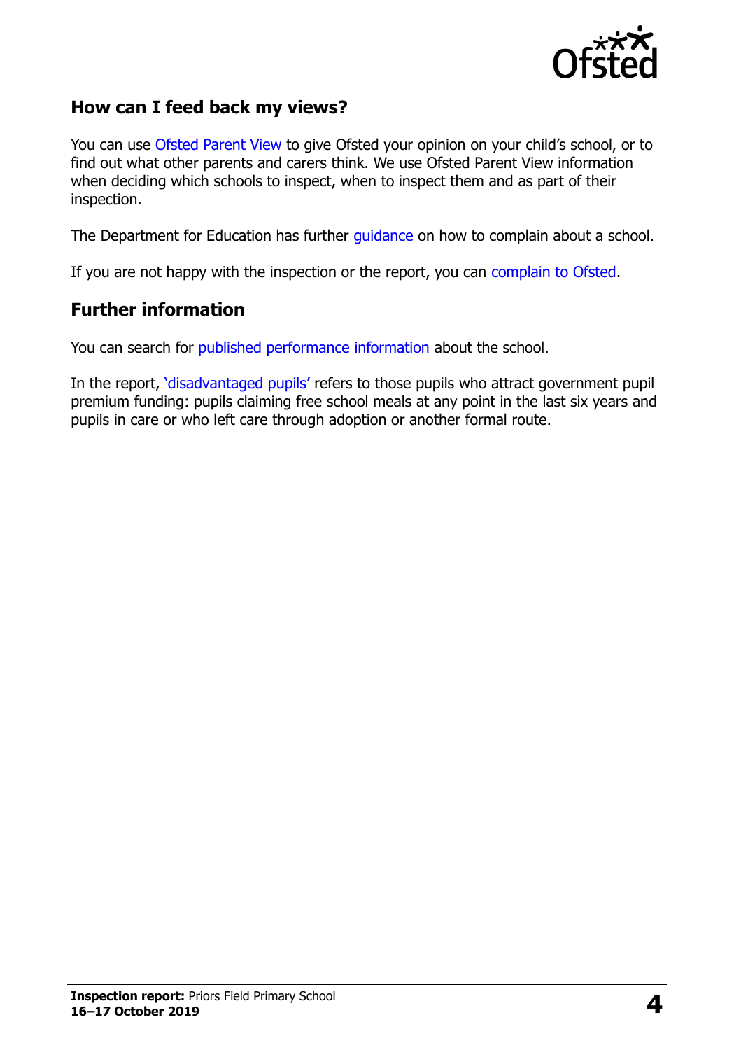## How can I feed back my views?

You can use Ofsted Parent View to give Ofsted your opinion on your child's school, or to find out what other parents and carers think. We use Ofsted Parent View information when deciding which schools to inspect, when to inspect them and as part of their inspection.

The Department for Education has further guidance on how to complain about a school.

If you are not happy with the inspection or the report, you can complain to Ofsted.

## Further information

You can search for published performance information about the school.

In the report, 'disadvantaged pupils' refers to those pupils who attract government pupil premium funding: pupils claiming free school meals at any point in the last six years and pupils in care or who left care through adoption or another formal route.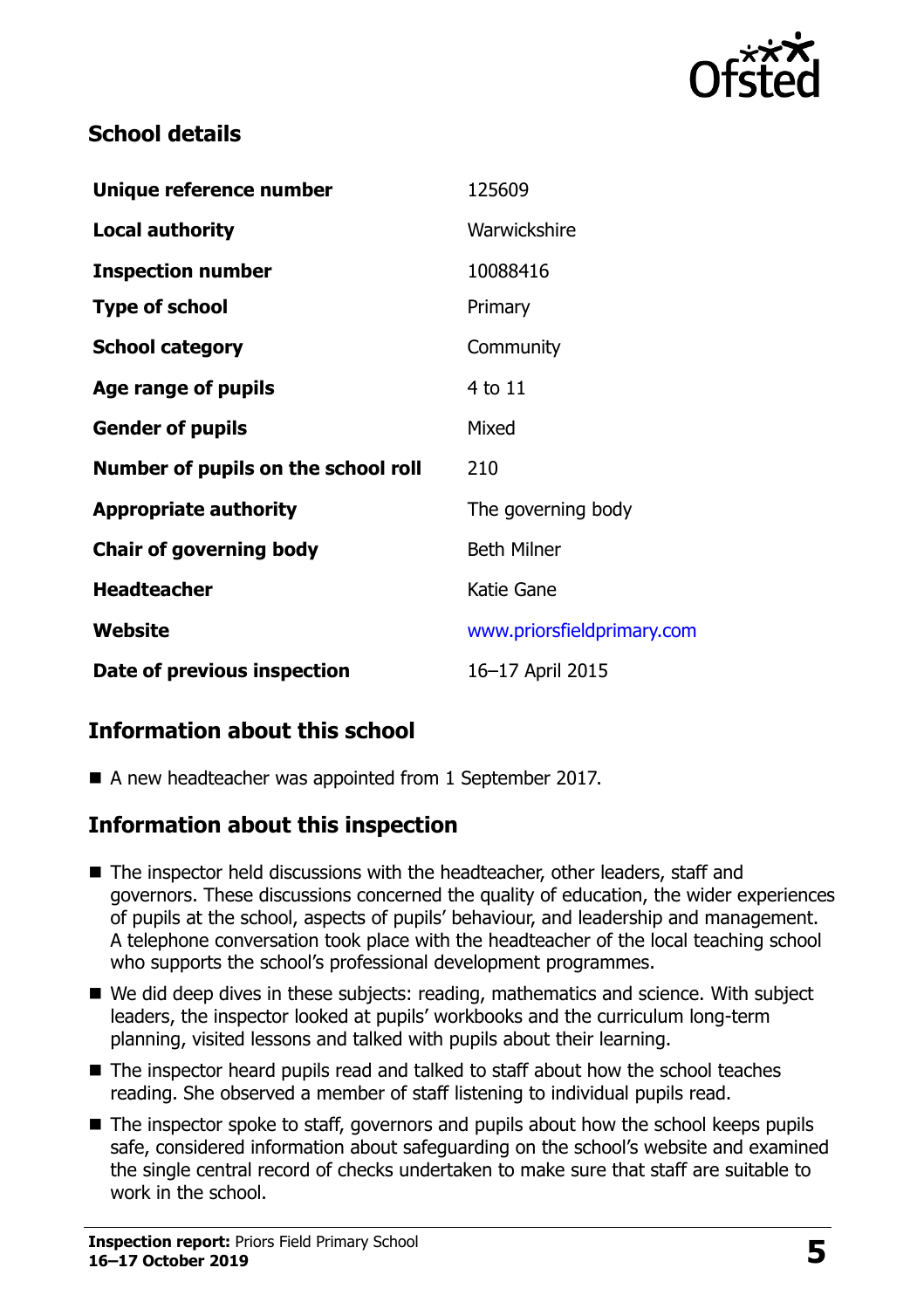## School details

| | |
|---|---|
| **Unique reference number** | 125609 |
| **Local authority** | Warwickshire |
| **Inspection number** | 10088416 |
| **Type of school** | Primary |
| **School category** | Community |
| **Age range of pupils** | 4 to 11 |
| **Gender of pupils** | Mixed |
| **Number of pupils on the school roll** | 210 |
| **Appropriate authority** | The governing body |
| **Chair of governing body** | Beth Milner |
| **Headteacher** | Katie Gane |
| **Website** | www.priorsfieldprimary.com |
| **Date of previous inspection** | 16–17 April 2015 |

## Information about this school

- A new headteacher was appointed from 1 September 2017.

## Information about this inspection

- The inspector held discussions with the headteacher, other leaders, staff and governors. These discussions concerned the quality of education, the wider experiences of pupils at the school, aspects of pupils' behaviour, and leadership and management. A telephone conversation took place with the headteacher of the local teaching school who supports the school's professional development programmes.
- We did deep dives in these subjects: reading, mathematics and science. With subject leaders, the inspector looked at pupils' workbooks and the curriculum long-term planning, visited lessons and talked with pupils about their learning.
- The inspector heard pupils read and talked to staff about how the school teaches reading. She observed a member of staff listening to individual pupils read.
- The inspector spoke to staff, governors and pupils about how the school keeps pupils safe, considered information about safeguarding on the school's website and examined the single central record of checks undertaken to make sure that staff are suitable to work in the school.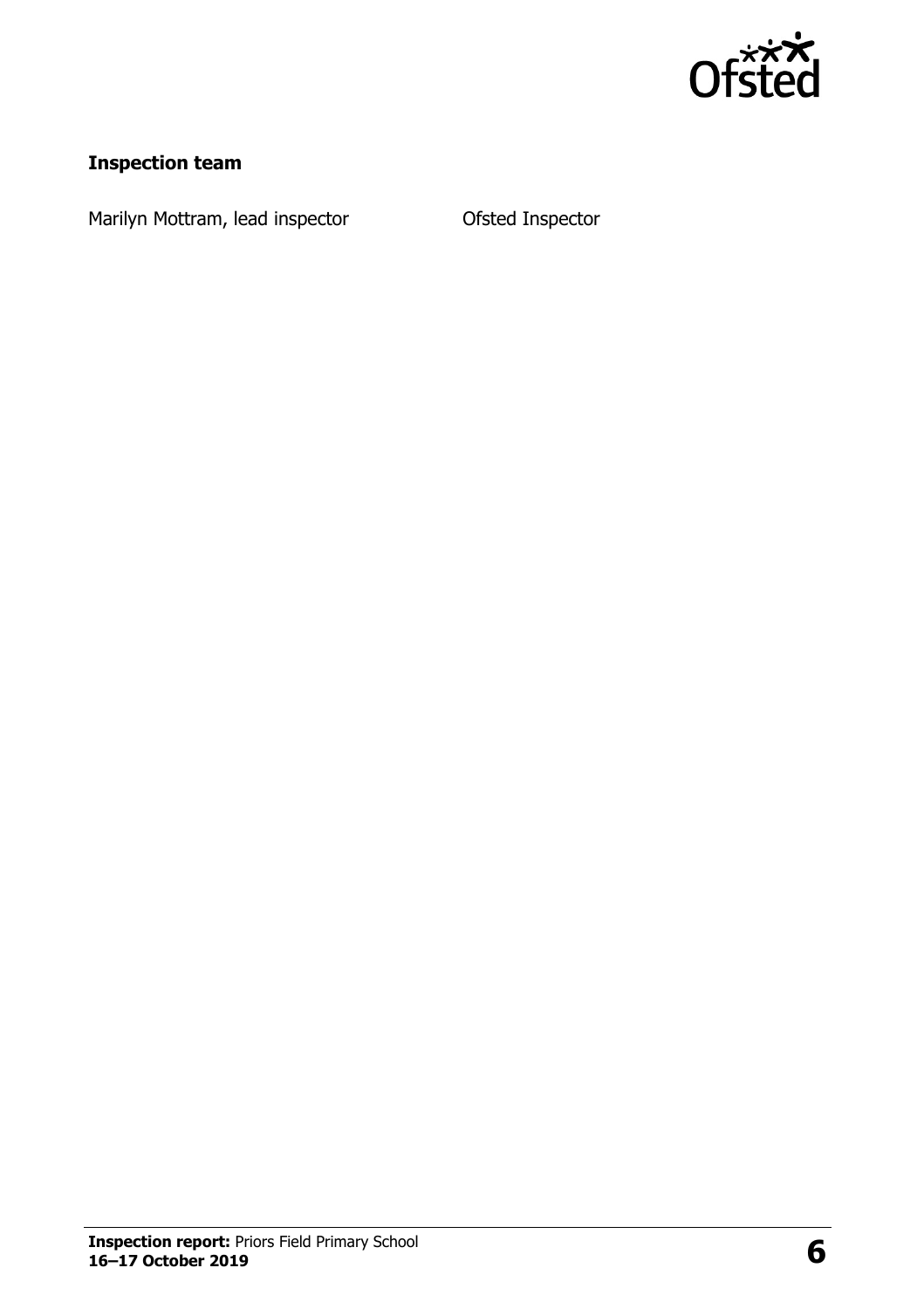### Inspection team

| | |
|---|---|
| Marilyn Mottram, lead inspector | Ofsted Inspector |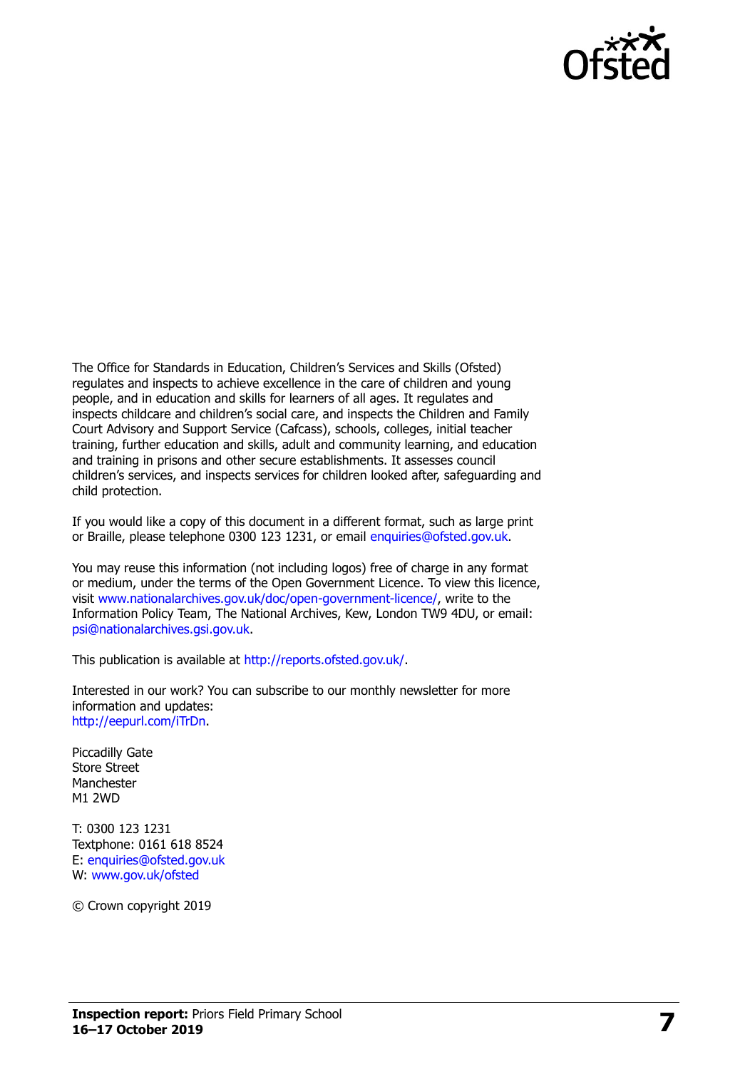The Office for Standards in Education, Children's Services and Skills (Ofsted) regulates and inspects to achieve excellence in the care of children and young people, and in education and skills for learners of all ages. It regulates and inspects childcare and children's social care, and inspects the Children and Family Court Advisory and Support Service (Cafcass), schools, colleges, initial teacher training, further education and skills, adult and community learning, and education and training in prisons and other secure establishments. It assesses council children's services, and inspects services for children looked after, safeguarding and child protection.

If you would like a copy of this document in a different format, such as large print or Braille, please telephone 0300 123 1231, or email enquiries@ofsted.gov.uk.

You may reuse this information (not including logos) free of charge in any format or medium, under the terms of the Open Government Licence. To view this licence, visit www.nationalarchives.gov.uk/doc/open-government-licence/, write to the Information Policy Team, The National Archives, Kew, London TW9 4DU, or email: psi@nationalarchives.gsi.gov.uk.

This publication is available at http://reports.ofsted.gov.uk/.

Interested in our work? You can subscribe to our monthly newsletter for more information and updates:
http://eepurl.com/iTrDn.

Piccadilly Gate
Store Street
Manchester
M1 2WD

T: 0300 123 1231
Textphone: 0161 618 8524
E: enquiries@ofsted.gov.uk
W: www.gov.uk/ofsted

© Crown copyright 2019